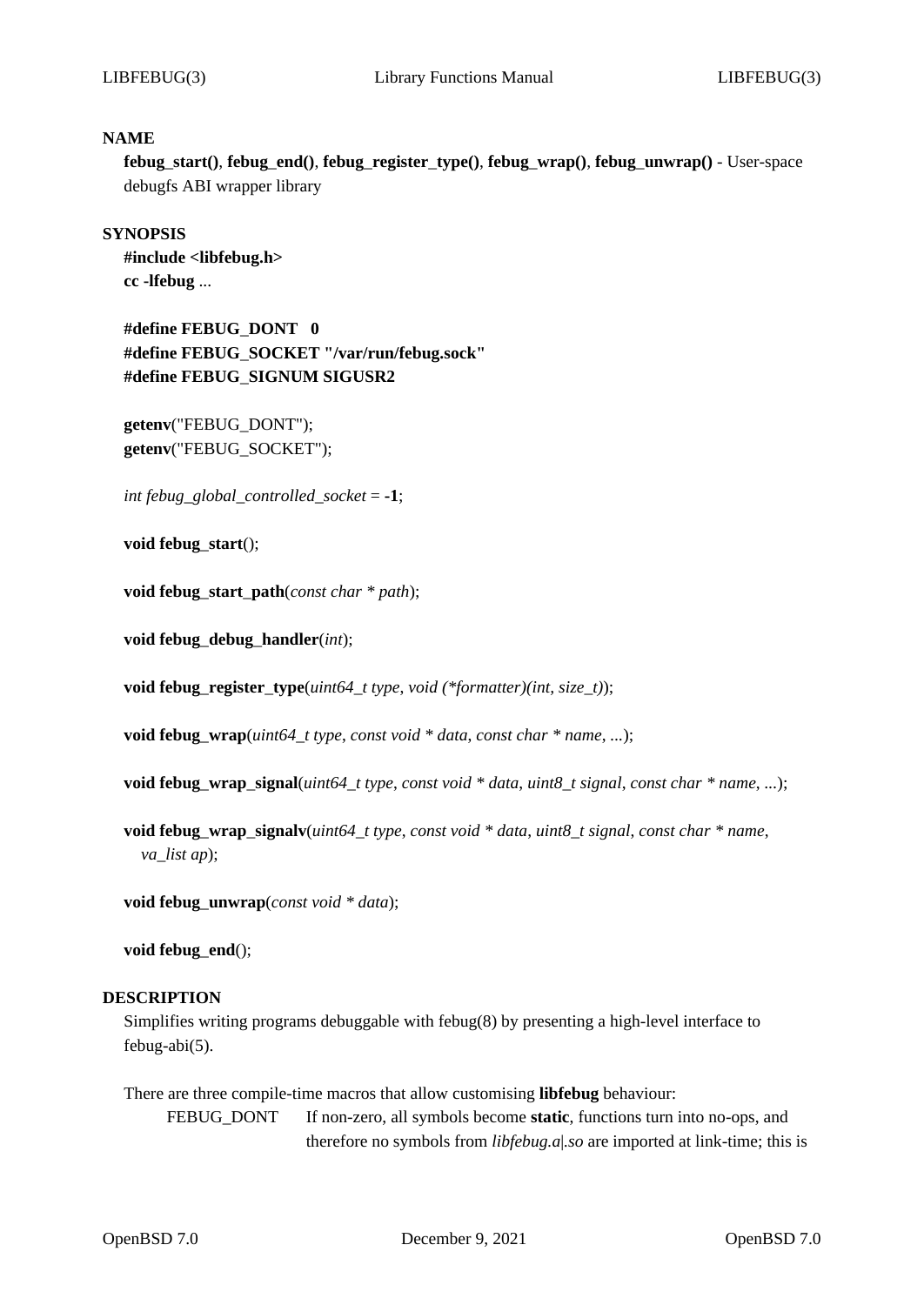## NAME

**febug_start()**, **febug_end()**, **febug_register_type()**, **febug_wrap()**, **febug_unwrap()** - User-space debugfs ABI wrapper library

## SYNOPSIS

**#include <libfebug.h>**
**cc -lfebug** ...

**#define FEBUG_DONT 0**
**#define FEBUG_SOCKET "/var/run/febug.sock"**
**#define FEBUG_SIGNUM SIGUSR2**

**getenv**("FEBUG_DONT");
**getenv**("FEBUG_SOCKET");

*int febug_global_controlled_socket* = **-1**;

**void febug_start**();

**void febug_start_path**(*const char * path*);

**void febug_debug_handler**(*int*);

**void febug_register_type**(*uint64_t type*, *void (*formatter)(int, size_t)*);

**void febug_wrap**(*uint64_t type*, *const void * data*, *const char * name*, *...*);

**void febug_wrap_signal**(*uint64_t type*, *const void * data*, *uint8_t signal*, *const char * name*, *...*);

**void febug_wrap_signalv**(*uint64_t type*, *const void * data*, *uint8_t signal*, *const char * name*, *va_list ap*);

**void febug_unwrap**(*const void * data*);

**void febug_end**();

## DESCRIPTION

Simplifies writing programs debuggable with febug(8) by presenting a high-level interface to febug-abi(5).

There are three compile-time macros that allow customising **libfebug** behaviour:

FEBUG_DONT If non-zero, all symbols become **static**, functions turn into no-ops, and therefore no symbols from *libfebug.a|.so* are imported at link-time; this is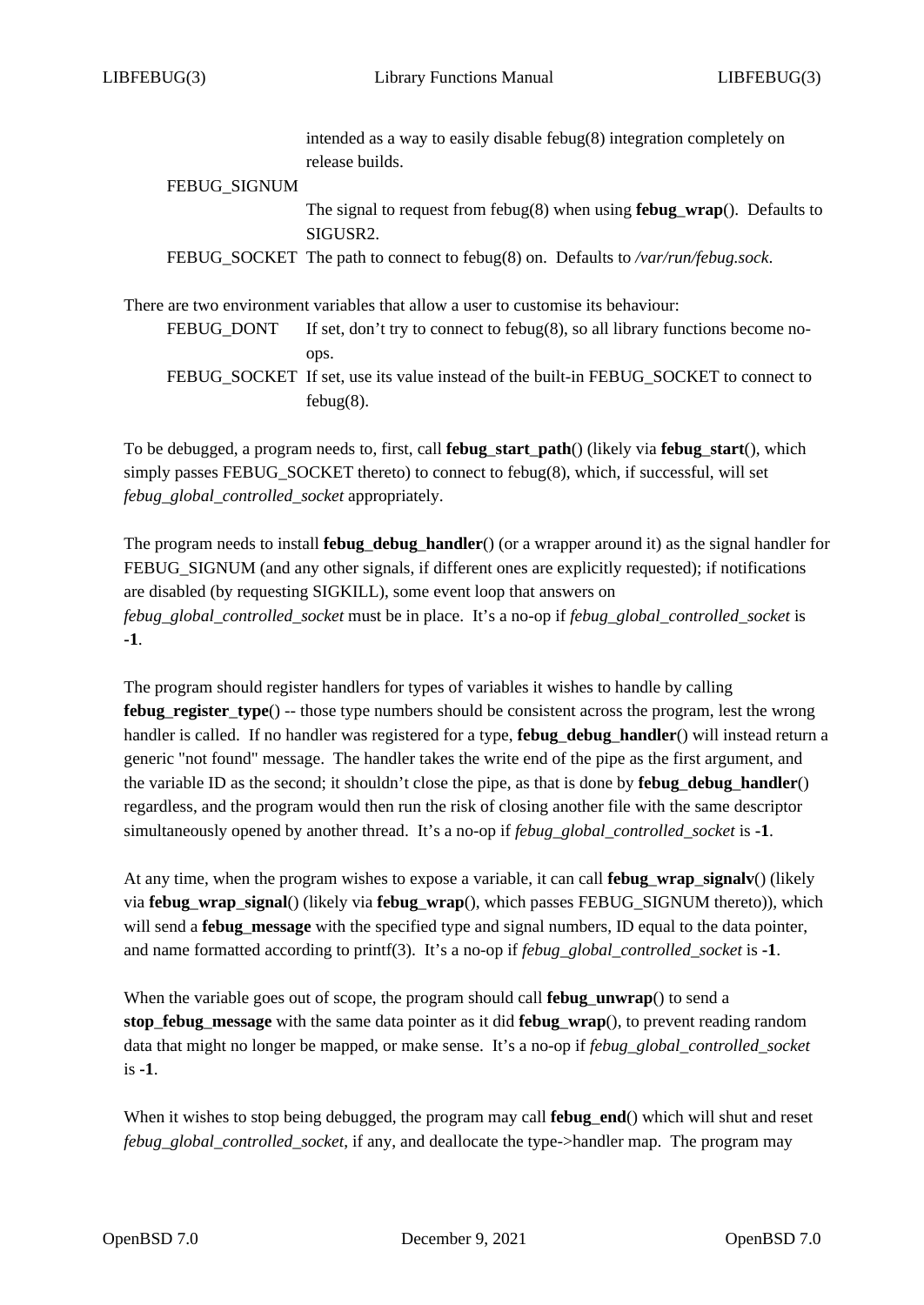intended as a way to easily disable febug(8) integration completely on release builds.

FEBUG_SIGNUM
: The signal to request from febug(8) when using **febug_wrap**(). Defaults to SIGUSR2.

FEBUG_SOCKET
: The path to connect to febug(8) on. Defaults to */var/run/febug.sock*.

There are two environment variables that allow a user to customise its behaviour:

FEBUG_DONT
: If set, don't try to connect to febug(8), so all library functions become no-ops.

FEBUG_SOCKET
: If set, use its value instead of the built-in FEBUG_SOCKET to connect to febug(8).

To be debugged, a program needs to, first, call **febug_start_path**() (likely via **febug_start**(), which simply passes FEBUG_SOCKET thereto) to connect to febug(8), which, if successful, will set *febug_global_controlled_socket* appropriately.

The program needs to install **febug_debug_handler**() (or a wrapper around it) as the signal handler for FEBUG_SIGNUM (and any other signals, if different ones are explicitly requested); if notifications are disabled (by requesting SIGKILL), some event loop that answers on *febug_global_controlled_socket* must be in place. It's a no-op if *febug_global_controlled_socket* is **-1**.

The program should register handlers for types of variables it wishes to handle by calling **febug_register_type**() -- those type numbers should be consistent across the program, lest the wrong handler is called. If no handler was registered for a type, **febug_debug_handler**() will instead return a generic "not found" message. The handler takes the write end of the pipe as the first argument, and the variable ID as the second; it shouldn't close the pipe, as that is done by **febug_debug_handler**() regardless, and the program would then run the risk of closing another file with the same descriptor simultaneously opened by another thread. It's a no-op if *febug_global_controlled_socket* is **-1**.

At any time, when the program wishes to expose a variable, it can call **febug_wrap_signalv**() (likely via **febug_wrap_signal**() (likely via **febug_wrap**(), which passes FEBUG_SIGNUM thereto)), which will send a **febug_message** with the specified type and signal numbers, ID equal to the data pointer, and name formatted according to printf(3). It's a no-op if *febug_global_controlled_socket* is **-1**.

When the variable goes out of scope, the program should call **febug_unwrap**() to send a **stop_febug_message** with the same data pointer as it did **febug_wrap**(), to prevent reading random data that might no longer be mapped, or make sense. It's a no-op if *febug_global_controlled_socket* is **-1**.

When it wishes to stop being debugged, the program may call **febug_end**() which will shut and reset *febug_global_controlled_socket*, if any, and deallocate the type->handler map. The program may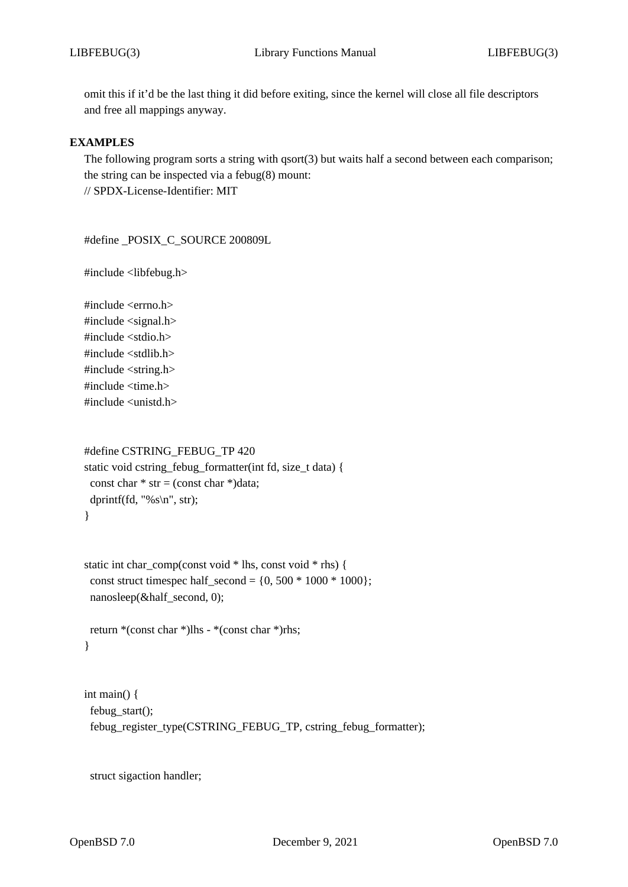omit this if it'd be the last thing it did before exiting, since the kernel will close all file descriptors and free all mappings anyway.

## EXAMPLES

The following program sorts a string with qsort(3) but waits half a second between each comparison; the string can be inspected via a febug(8) mount:

```
// SPDX-License-Identifier: MIT


#define _POSIX_C_SOURCE 200809L

#include <libfebug.h>

#include <errno.h>
#include <signal.h>
#include <stdio.h>
#include <stdlib.h>
#include <string.h>
#include <time.h>
#include <unistd.h>


#define CSTRING_FEBUG_TP 420
static void cstring_febug_formatter(int fd, size_t data) {
  const char * str = (const char *)data;
  dprintf(fd, "%s\n", str);
}


static int char_comp(const void * lhs, const void * rhs) {
  const struct timespec half_second = {0, 500 * 1000 * 1000};
  nanosleep(&half_second, 0);

  return *(const char *)lhs - *(const char *)rhs;
}


int main() {
  febug_start();
  febug_register_type(CSTRING_FEBUG_TP, cstring_febug_formatter);


  struct sigaction handler;
```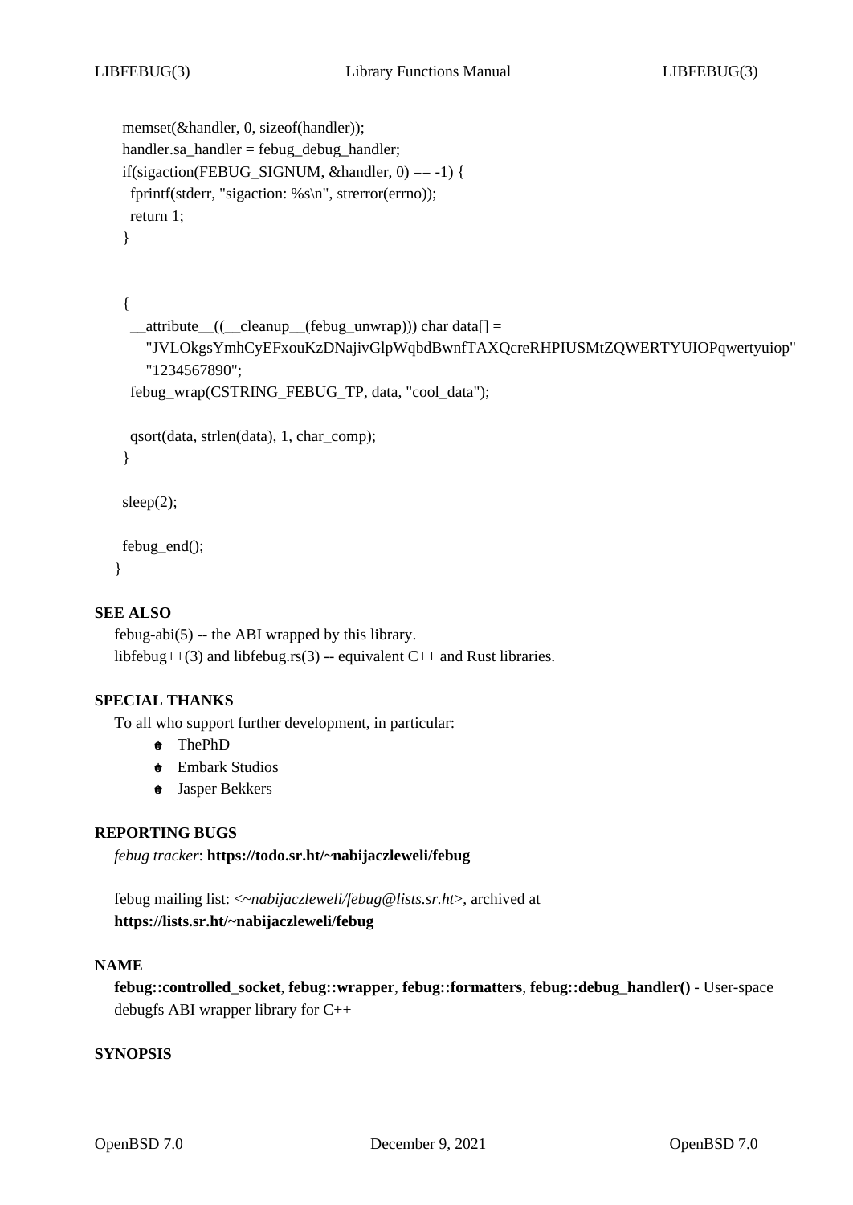```
  memset(&handler, 0, sizeof(handler));
  handler.sa_handler = febug_debug_handler;
  if(sigaction(FEBUG_SIGNUM, &handler, 0) == -1) {
    fprintf(stderr, "sigaction: %s\n", strerror(errno));
    return 1;
  }


  {
    __attribute__((__cleanup__(febug_unwrap))) char data[] =
        "JVLOkgsYmhCyEFxouKzDNajivGlpWqbdBwnfTAXQcreRHPIUSMtZQWERTYUIOPqwertyuiop"
        "1234567890";
    febug_wrap(CSTRING_FEBUG_TP, data, "cool_data");

    qsort(data, strlen(data), 1, char_comp);
  }

  sleep(2);

  febug_end();
}
```

## SEE ALSO

febug-abi(5) -- the ABI wrapped by this library.
libfebug++(3) and libfebug.rs(3) -- equivalent C++ and Rust libraries.

## SPECIAL THANKS

To all who support further development, in particular:

- ThePhD
- Embark Studios
- Jasper Bekkers

## REPORTING BUGS

*febug tracker*: **https://todo.sr.ht/~nabijaczleweli/febug**

febug mailing list: <*~nabijaczleweli/febug@lists.sr.ht*>, archived at **https://lists.sr.ht/~nabijaczleweli/febug**

## NAME

**febug::controlled_socket**, **febug::wrapper**, **febug::formatters**, **febug::debug_handler()** - User-space debugfs ABI wrapper library for C++

## SYNOPSIS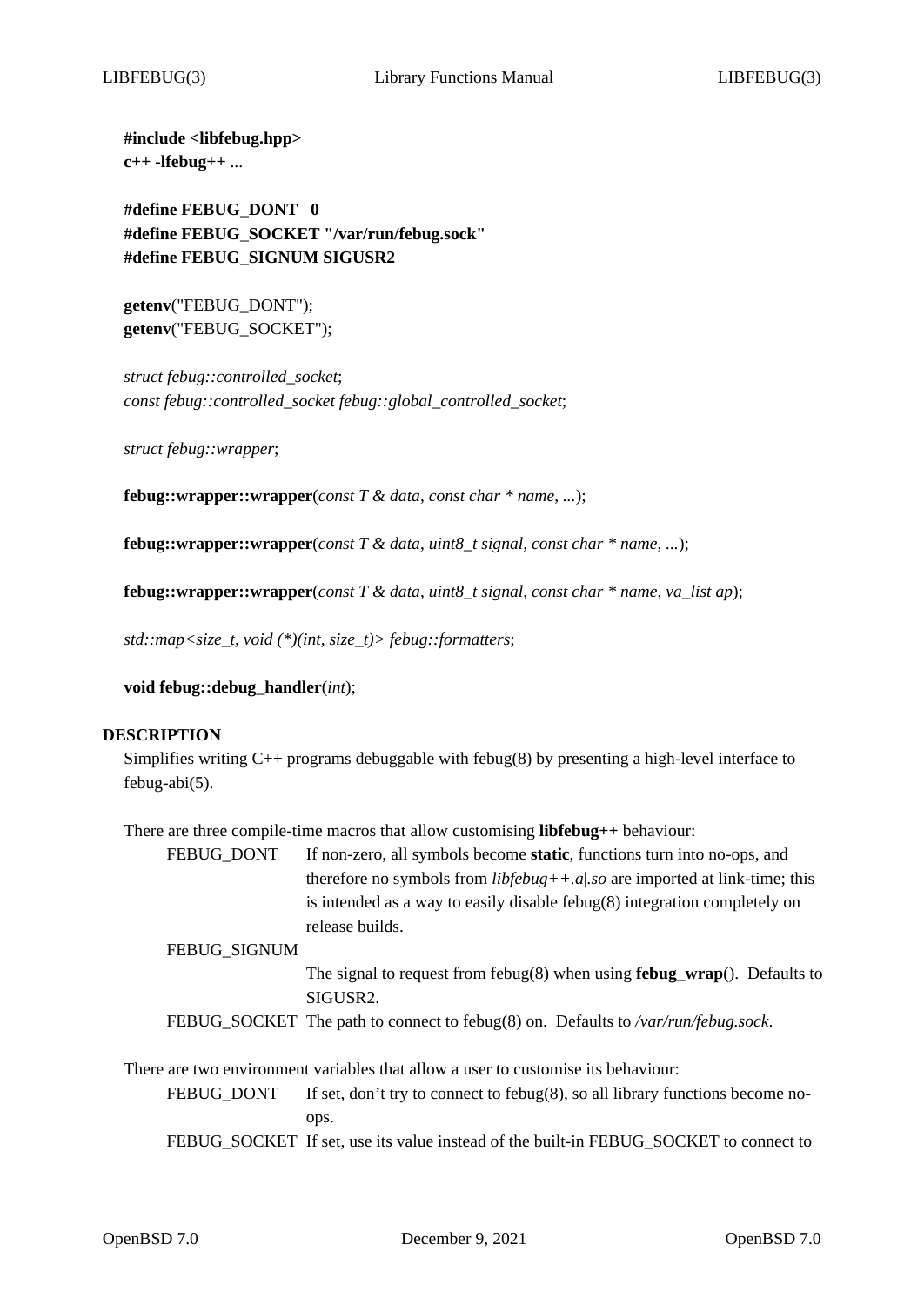**#include <libfebug.hpp>**
**c++ -lfebug++** ...

**#define FEBUG_DONT 0**
**#define FEBUG_SOCKET "/var/run/febug.sock"**
**#define FEBUG_SIGNUM SIGUSR2**

**getenv**("FEBUG_DONT");
**getenv**("FEBUG_SOCKET");

*struct febug::controlled_socket*;
*const febug::controlled_socket febug::global_controlled_socket*;

*struct febug::wrapper*;

**febug::wrapper::wrapper**(*const T & data*, *const char * name*, *...*);

**febug::wrapper::wrapper**(*const T & data*, *uint8_t signal*, *const char * name*, *...*);

**febug::wrapper::wrapper**(*const T & data*, *uint8_t signal*, *const char * name*, *va_list ap*);

*std::map<size_t, void (*)(int, size_t)> febug::formatters*;

**void febug::debug_handler**(*int*);

## DESCRIPTION

Simplifies writing C++ programs debuggable with febug(8) by presenting a high-level interface to febug-abi(5).

There are three compile-time macros that allow customising **libfebug++** behaviour:

- FEBUG_DONT — If non-zero, all symbols become **static**, functions turn into no-ops, and therefore no symbols from *libfebug++.a|.so* are imported at link-time; this is intended as a way to easily disable febug(8) integration completely on release builds.
- FEBUG_SIGNUM — The signal to request from febug(8) when using **febug_wrap**(). Defaults to SIGUSR2.
- FEBUG_SOCKET — The path to connect to febug(8) on. Defaults to */var/run/febug.sock*.

There are two environment variables that allow a user to customise its behaviour:

- FEBUG_DONT — If set, don't try to connect to febug(8), so all library functions become no-ops.
- FEBUG_SOCKET — If set, use its value instead of the built-in FEBUG_SOCKET to connect to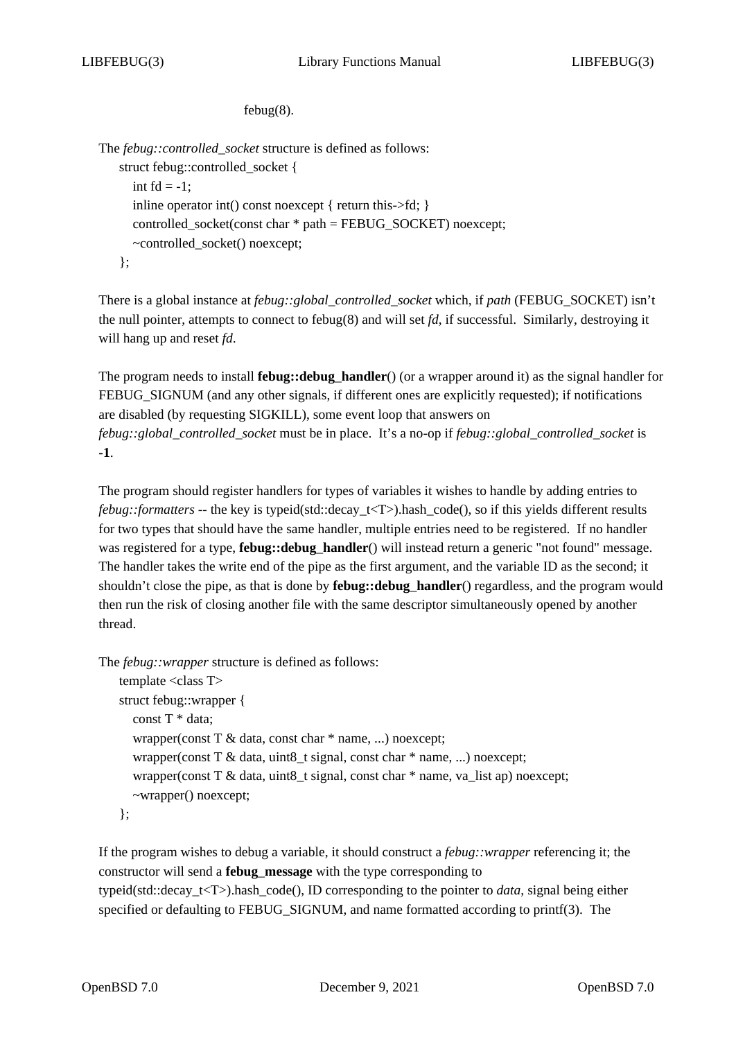febug(8).

The *febug::controlled_socket* structure is defined as follows:

```
struct febug::controlled_socket {
    int fd = -1;
    inline operator int() const noexcept { return this->fd; }
    controlled_socket(const char * path = FEBUG_SOCKET) noexcept;
    ~controlled_socket() noexcept;
};
```

There is a global instance at *febug::global_controlled_socket* which, if *path* (FEBUG_SOCKET) isn't the null pointer, attempts to connect to febug(8) and will set *fd*, if successful. Similarly, destroying it will hang up and reset *fd*.

The program needs to install **febug::debug_handler**() (or a wrapper around it) as the signal handler for FEBUG_SIGNUM (and any other signals, if different ones are explicitly requested); if notifications are disabled (by requesting SIGKILL), some event loop that answers on *febug::global_controlled_socket* must be in place. It's a no-op if *febug::global_controlled_socket* is **-1**.

The program should register handlers for types of variables it wishes to handle by adding entries to *febug::formatters* -- the key is typeid(std::decay_t<T>).hash_code(), so if this yields different results for two types that should have the same handler, multiple entries need to be registered. If no handler was registered for a type, **febug::debug_handler**() will instead return a generic "not found" message. The handler takes the write end of the pipe as the first argument, and the variable ID as the second; it shouldn't close the pipe, as that is done by **febug::debug_handler**() regardless, and the program would then run the risk of closing another file with the same descriptor simultaneously opened by another thread.

The *febug::wrapper* structure is defined as follows:

```
template <class T>
struct febug::wrapper {
    const T * data;
    wrapper(const T & data, const char * name, ...) noexcept;
    wrapper(const T & data, uint8_t signal, const char * name, ...) noexcept;
    wrapper(const T & data, uint8_t signal, const char * name, va_list ap) noexcept;
    ~wrapper() noexcept;
};
```

If the program wishes to debug a variable, it should construct a *febug::wrapper* referencing it; the constructor will send a **febug_message** with the type corresponding to typeid(std::decay_t<T>).hash_code(), ID corresponding to the pointer to *data*, signal being either specified or defaulting to FEBUG_SIGNUM, and name formatted according to printf(3). The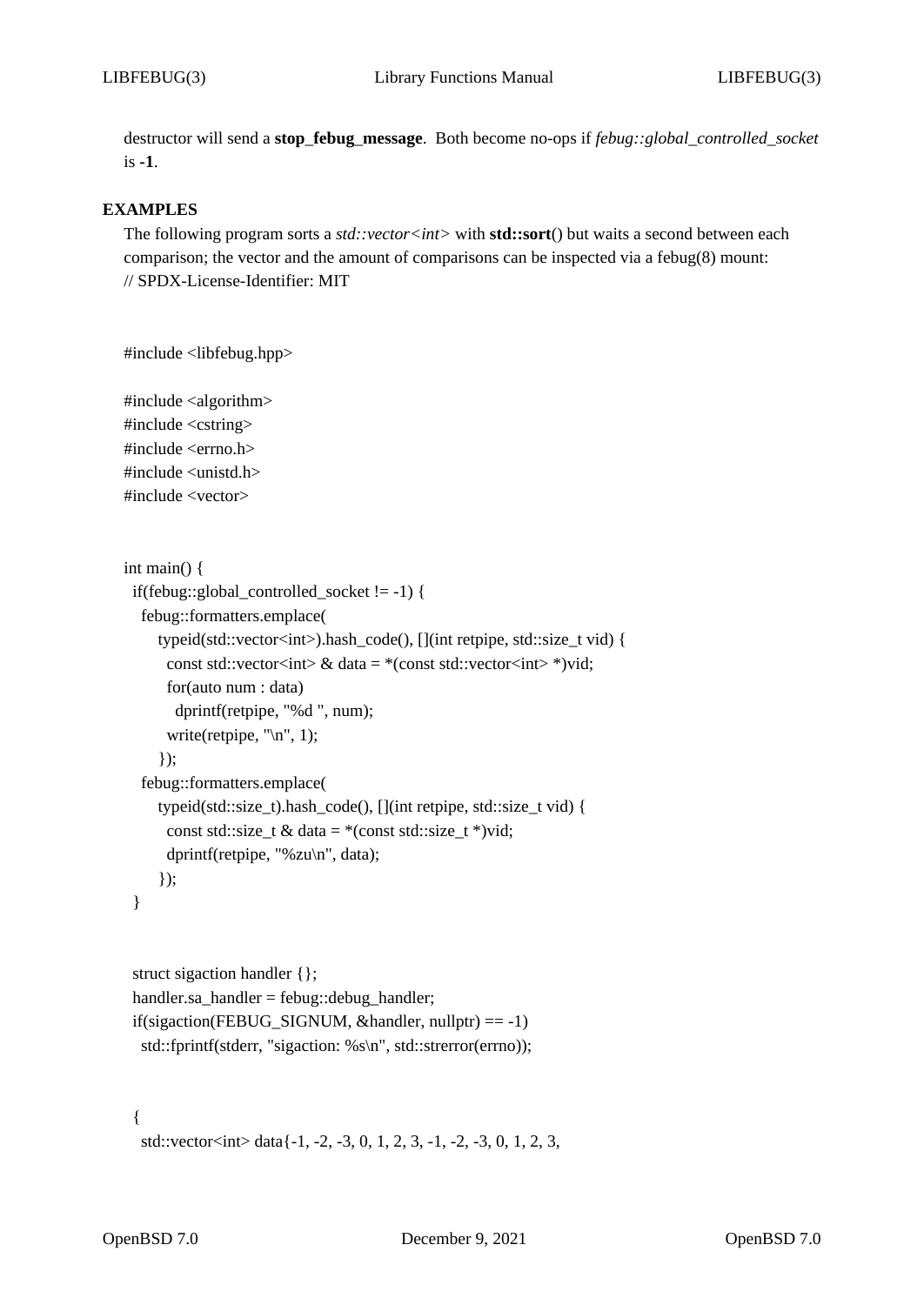destructor will send a **stop_febug_message**. Both become no-ops if *febug::global_controlled_socket* is **-1**.

## EXAMPLES

The following program sorts a *std::vector<int>* with **std::sort**() but waits a second between each comparison; the vector and the amount of comparisons can be inspected via a febug(8) mount:

```
// SPDX-License-Identifier: MIT


#include <libfebug.hpp>

#include <algorithm>
#include <cstring>
#include <errno.h>
#include <unistd.h>
#include <vector>


int main() {
  if(febug::global_controlled_socket != -1) {
    febug::formatters.emplace(
        typeid(std::vector<int>).hash_code(), [](int retpipe, std::size_t vid) {
          const std::vector<int> & data = *(const std::vector<int> *)vid;
          for(auto num : data)
            dprintf(retpipe, "%d ", num);
          write(retpipe, "\n", 1);
        });
    febug::formatters.emplace(
        typeid(std::size_t).hash_code(), [](int retpipe, std::size_t vid) {
          const std::size_t & data = *(const std::size_t *)vid;
          dprintf(retpipe, "%zu\n", data);
        });
  }


  struct sigaction handler {};
  handler.sa_handler = febug::debug_handler;
  if(sigaction(FEBUG_SIGNUM, &handler, nullptr) == -1)
    std::fprintf(stderr, "sigaction: %s\n", std::strerror(errno));


  {
    std::vector<int> data{-1, -2, -3, 0, 1, 2, 3, -1, -2, -3, 0, 1, 2, 3,
```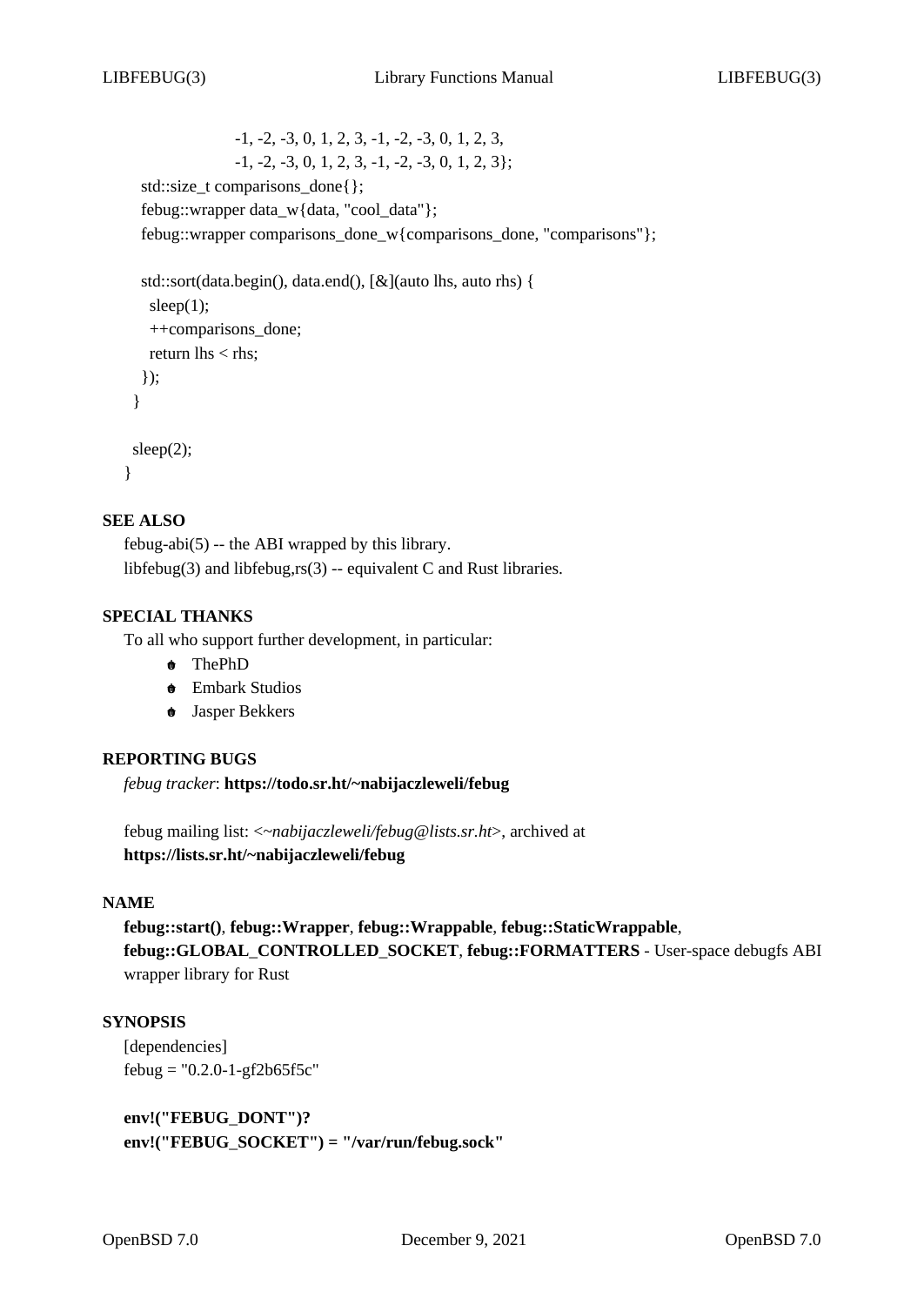```
                    -1, -2, -3, 0, 1, 2, 3, -1, -2, -3, 0, 1, 2, 3,
                    -1, -2, -3, 0, 1, 2, 3, -1, -2, -3, 0, 1, 2, 3};
    std::size_t comparisons_done{};
    febug::wrapper data_w{data, "cool_data"};
    febug::wrapper comparisons_done_w{comparisons_done, "comparisons"};

    std::sort(data.begin(), data.end(), [&](auto lhs, auto rhs) {
      sleep(1);
      ++comparisons_done;
      return lhs < rhs;
    });
  }

  sleep(2);
}
```

## SEE ALSO

febug-abi(5) -- the ABI wrapped by this library.
libfebug(3) and libfebug,rs(3) -- equivalent C and Rust libraries.

## SPECIAL THANKS

To all who support further development, in particular:

- ThePhD
- Embark Studios
- Jasper Bekkers

## REPORTING BUGS

*febug tracker*: **https://todo.sr.ht/~nabijaczleweli/febug**

febug mailing list: <*~nabijaczleweli/febug@lists.sr.ht*>, archived at **https://lists.sr.ht/~nabijaczleweli/febug**

## NAME

**febug::start()**, **febug::Wrapper**, **febug::Wrappable**, **febug::StaticWrappable**, **febug::GLOBAL_CONTROLLED_SOCKET**, **febug::FORMATTERS** - User-space debugfs ABI wrapper library for Rust

## SYNOPSIS

[dependencies]
febug = "0.2.0-1-gf2b65f5c"

**env!("FEBUG_DONT")?**
**env!("FEBUG_SOCKET") = "/var/run/febug.sock"**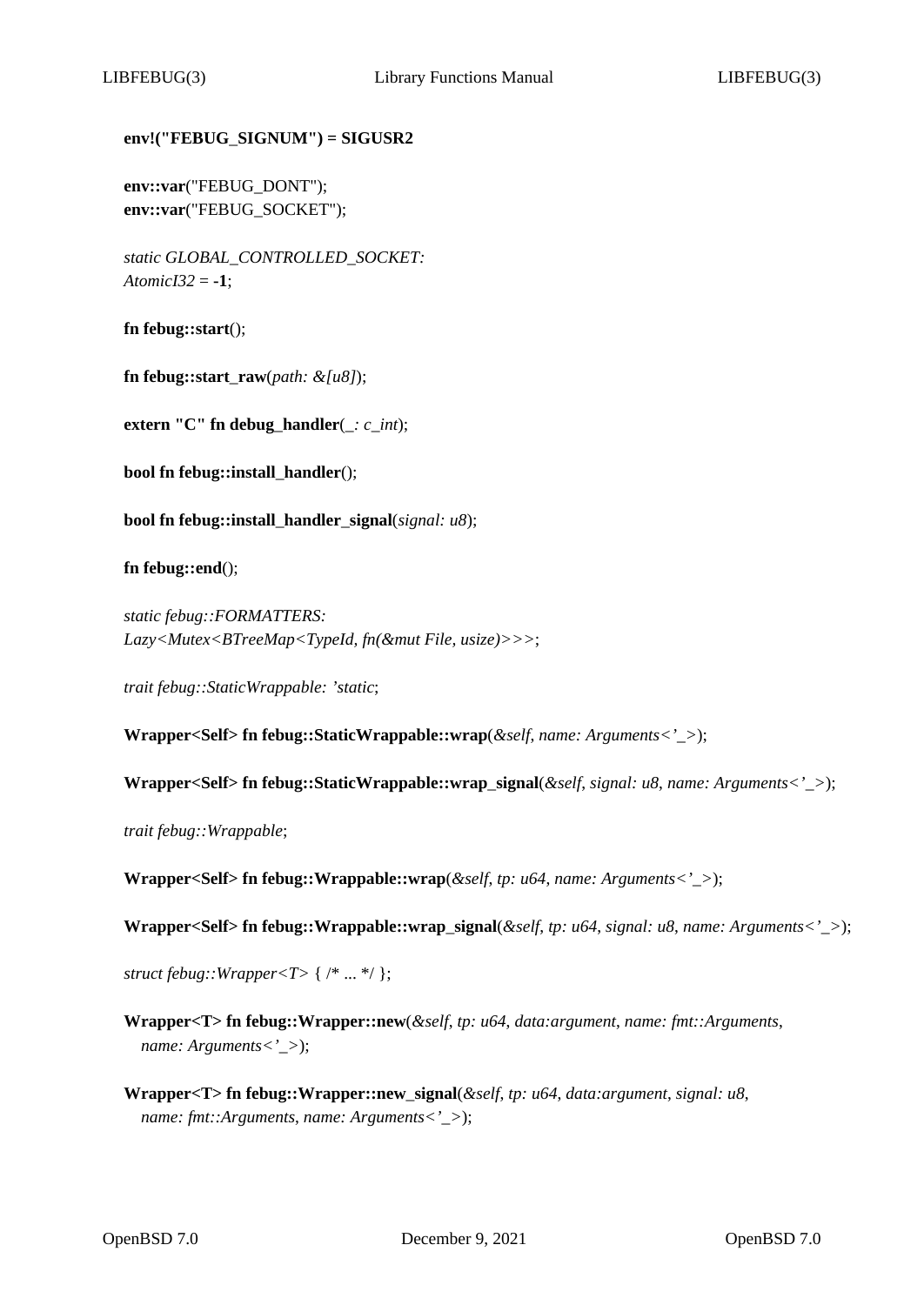**env!("FEBUG_SIGNUM") = SIGUSR2**

**env::var**("FEBUG_DONT");
**env::var**("FEBUG_SOCKET");

*static GLOBAL_CONTROLLED_SOCKET: AtomicI32* = **-1**;

**fn febug::start**();

**fn febug::start_raw**(*path: &[u8]*);

**extern "C" fn debug_handler**(*_: c_int*);

**bool fn febug::install_handler**();

**bool fn febug::install_handler_signal**(*signal: u8*);

**fn febug::end**();

*static febug::FORMATTERS: Lazy<Mutex<BTreeMap<TypeId, fn(&mut File, usize)>>>*;

*trait febug::StaticWrappable: 'static*;

**Wrapper<Self> fn febug::StaticWrappable::wrap**(*&self*, *name: Arguments<'_>*);

**Wrapper<Self> fn febug::StaticWrappable::wrap_signal**(*&self*, *signal: u8*, *name: Arguments<'_>*);

*trait febug::Wrappable*;

**Wrapper<Self> fn febug::Wrappable::wrap**(*&self*, *tp: u64*, *name: Arguments<'_>*);

**Wrapper<Self> fn febug::Wrappable::wrap_signal**(*&self*, *tp: u64*, *signal: u8*, *name: Arguments<'_>*);

*struct febug::Wrapper<T>* { /* ... */ };

**Wrapper<T> fn febug::Wrapper::new**(*&self*, *tp: u64*, *data:argument*, *name: fmt::Arguments*, *name: Arguments<'_>*);

**Wrapper<T> fn febug::Wrapper::new_signal**(*&self*, *tp: u64*, *data:argument*, *signal: u8*, *name: fmt::Arguments*, *name: Arguments<'_>*);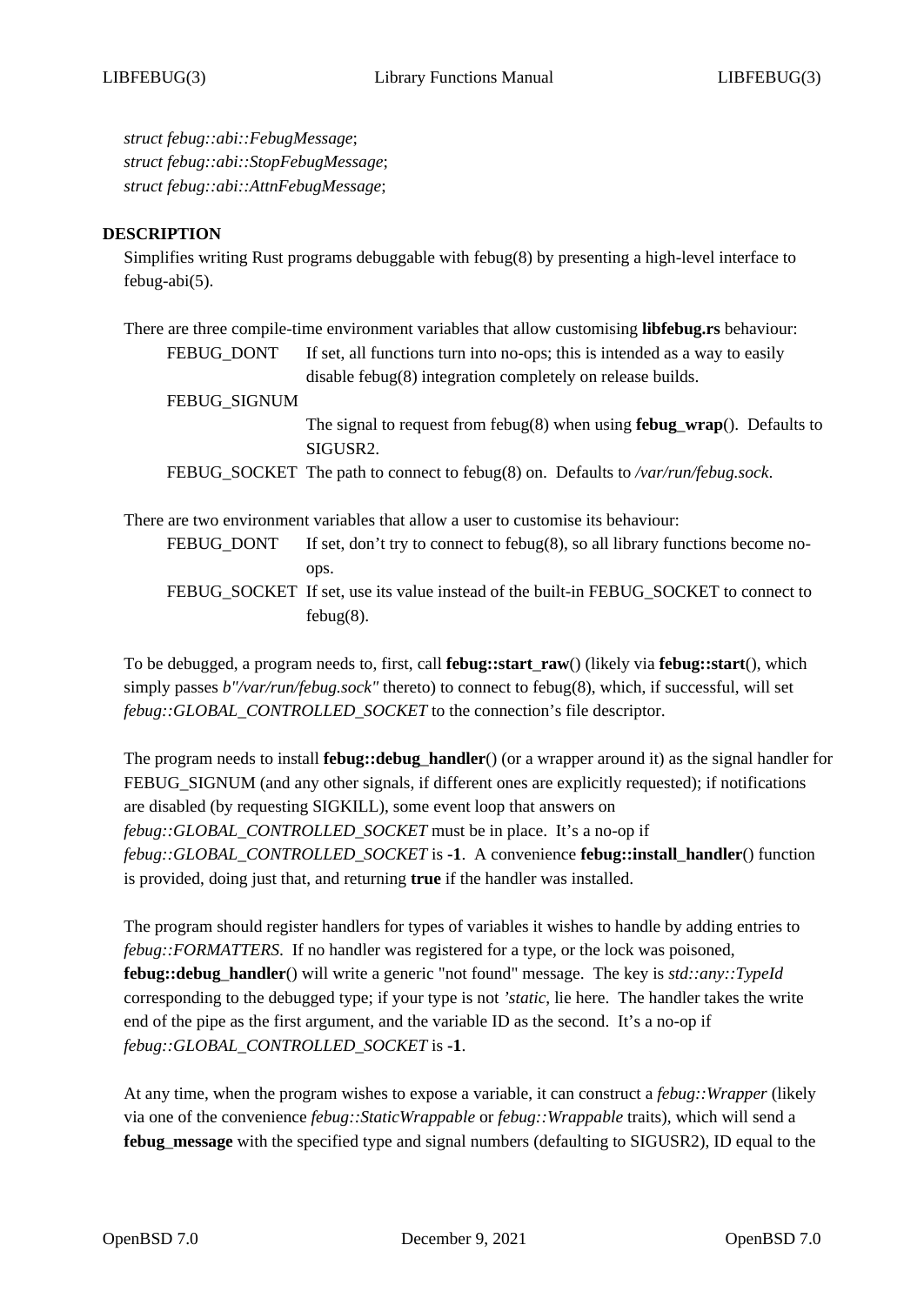*struct febug::abi::FebugMessage*;
*struct febug::abi::StopFebugMessage*;
*struct febug::abi::AttnFebugMessage*;

## DESCRIPTION

Simplifies writing Rust programs debuggable with febug(8) by presenting a high-level interface to febug-abi(5).

There are three compile-time environment variables that allow customising **libfebug.rs** behaviour:

FEBUG_DONT
: If set, all functions turn into no-ops; this is intended as a way to easily disable febug(8) integration completely on release builds.

FEBUG_SIGNUM
: The signal to request from febug(8) when using **febug_wrap**(). Defaults to SIGUSR2.

FEBUG_SOCKET
: The path to connect to febug(8) on. Defaults to */var/run/febug.sock*.

There are two environment variables that allow a user to customise its behaviour:

FEBUG_DONT
: If set, don't try to connect to febug(8), so all library functions become no-ops.

FEBUG_SOCKET
: If set, use its value instead of the built-in FEBUG_SOCKET to connect to febug(8).

To be debugged, a program needs to, first, call **febug::start_raw**() (likely via **febug::start**(), which simply passes *b"/var/run/febug.sock"* thereto) to connect to febug(8), which, if successful, will set *febug::GLOBAL_CONTROLLED_SOCKET* to the connection's file descriptor.

The program needs to install **febug::debug_handler**() (or a wrapper around it) as the signal handler for FEBUG_SIGNUM (and any other signals, if different ones are explicitly requested); if notifications are disabled (by requesting SIGKILL), some event loop that answers on *febug::GLOBAL_CONTROLLED_SOCKET* must be in place. It's a no-op if *febug::GLOBAL_CONTROLLED_SOCKET* is **-1**. A convenience **febug::install_handler**() function is provided, doing just that, and returning **true** if the handler was installed.

The program should register handlers for types of variables it wishes to handle by adding entries to *febug::FORMATTERS*. If no handler was registered for a type, or the lock was poisoned, **febug::debug_handler**() will write a generic "not found" message. The key is *std::any::TypeId* corresponding to the debugged type; if your type is not *'static*, lie here. The handler takes the write end of the pipe as the first argument, and the variable ID as the second. It's a no-op if *febug::GLOBAL_CONTROLLED_SOCKET* is **-1**.

At any time, when the program wishes to expose a variable, it can construct a *febug::Wrapper* (likely via one of the convenience *febug::StaticWrappable* or *febug::Wrappable* traits), which will send a **febug_message** with the specified type and signal numbers (defaulting to SIGUSR2), ID equal to the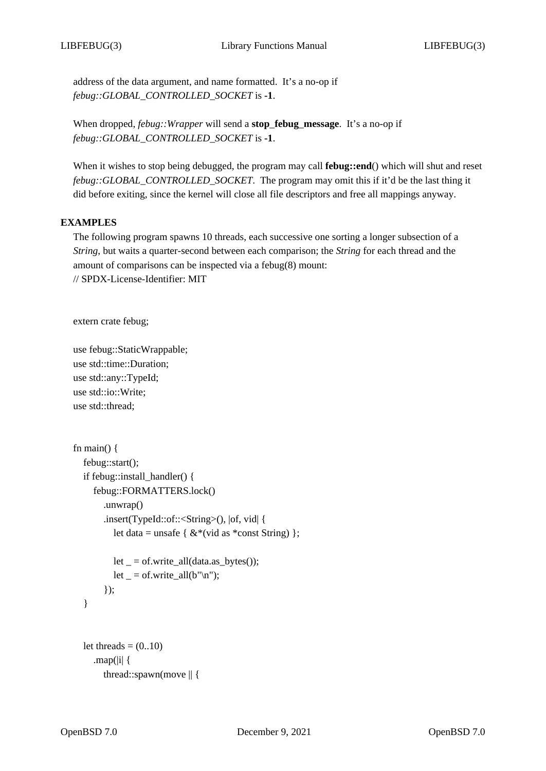address of the data argument, and name formatted. It's a no-op if *febug::GLOBAL_CONTROLLED_SOCKET* is **-1**.

When dropped, *febug::Wrapper* will send a **stop_febug_message**. It's a no-op if *febug::GLOBAL_CONTROLLED_SOCKET* is **-1**.

When it wishes to stop being debugged, the program may call **febug::end**() which will shut and reset *febug::GLOBAL_CONTROLLED_SOCKET*. The program may omit this if it'd be the last thing it did before exiting, since the kernel will close all file descriptors and free all mappings anyway.

## EXAMPLES

The following program spawns 10 threads, each successive one sorting a longer subsection of a *String*, but waits a quarter-second between each comparison; the *String* for each thread and the amount of comparisons can be inspected via a febug(8) mount:

```
// SPDX-License-Identifier: MIT


extern crate febug;

use febug::StaticWrappable;
use std::time::Duration;
use std::any::TypeId;
use std::io::Write;
use std::thread;


fn main() {
    febug::start();
    if febug::install_handler() {
        febug::FORMATTERS.lock()
            .unwrap()
            .insert(TypeId::of::<String>(), |of, vid| {
                let data = unsafe { &*(vid as *const String) };

                let _ = of.write_all(data.as_bytes());
                let _ = of.write_all(b"\n");
            });
    }


    let threads = (0..10)
        .map(|i| {
            thread::spawn(move || {
```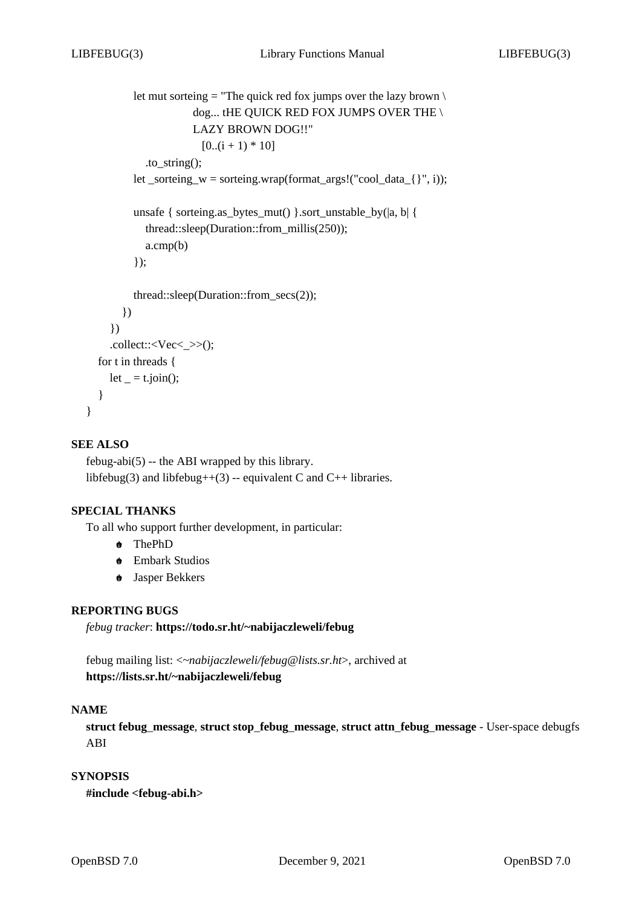```
            let mut sorteing = "The quick red fox jumps over the lazy brown \
                        dog... tHE QUICK RED FOX JUMPS OVER THE \
                        LAZY BROWN DOG!!"
                          [0..(i + 1) * 10]
                .to_string();
            let _sorteing_w = sorteing.wrap(format_args!("cool_data_{}", i));

            unsafe { sorteing.as_bytes_mut() }.sort_unstable_by(|a, b| {
                thread::sleep(Duration::from_millis(250));
                a.cmp(b)
            });

            thread::sleep(Duration::from_secs(2));
          })
        })
        .collect::<Vec<_>>();
    for t in threads {
        let _ = t.join();
    }
}
```

### SEE ALSO

febug-abi(5) -- the ABI wrapped by this library.
libfebug(3) and libfebug++(3) -- equivalent C and C++ libraries.

### SPECIAL THANKS

To all who support further development, in particular:

- ThePhD
- Embark Studios
- Jasper Bekkers

### REPORTING BUGS

*febug tracker*: **https://todo.sr.ht/~nabijaczleweli/febug**

febug mailing list: <*~nabijaczleweli/febug@lists.sr.ht*>, archived at **https://lists.sr.ht/~nabijaczleweli/febug**

### NAME

**struct febug_message**, **struct stop_febug_message**, **struct attn_febug_message** - User-space debugfs ABI

### SYNOPSIS

**#include <febug-abi.h>**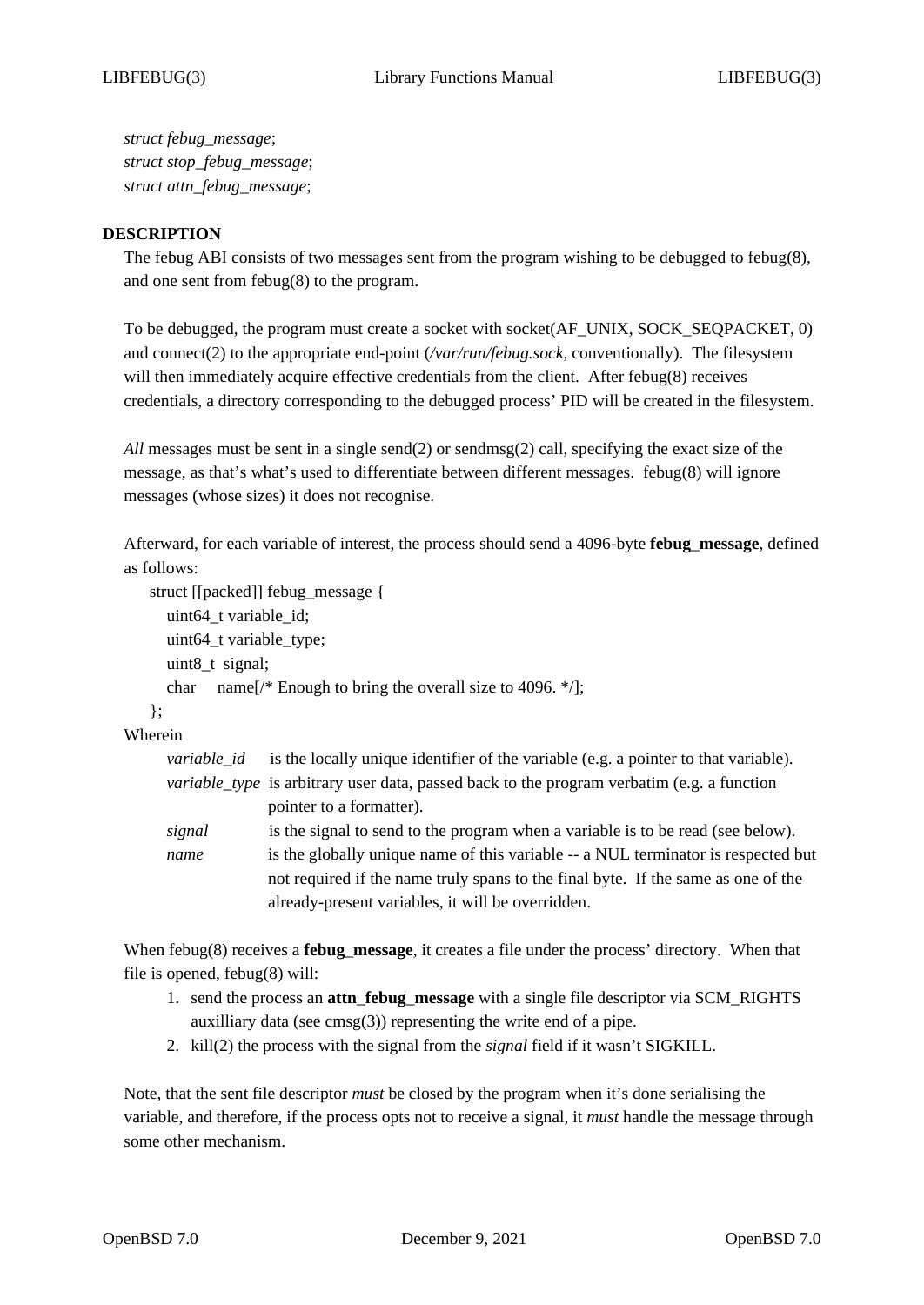*struct febug_message*;
*struct stop_febug_message*;
*struct attn_febug_message*;

## DESCRIPTION

The febug ABI consists of two messages sent from the program wishing to be debugged to febug(8), and one sent from febug(8) to the program.

To be debugged, the program must create a socket with socket(AF_UNIX, SOCK_SEQPACKET, 0) and connect(2) to the appropriate end-point (*/var/run/febug.sock*, conventionally). The filesystem will then immediately acquire effective credentials from the client. After febug(8) receives credentials, a directory corresponding to the debugged process' PID will be created in the filesystem.

*All* messages must be sent in a single send(2) or sendmsg(2) call, specifying the exact size of the message, as that's what's used to differentiate between different messages. febug(8) will ignore messages (whose sizes) it does not recognise.

Afterward, for each variable of interest, the process should send a 4096-byte **febug_message**, defined as follows:

```
struct [[packed]] febug_message {
    uint64_t variable_id;
    uint64_t variable_type;
    uint8_t  signal;
    char     name[/* Enough to bring the overall size to 4096. */];
};
```

Wherein

- *variable_id* is the locally unique identifier of the variable (e.g. a pointer to that variable).
- *variable_type* is arbitrary user data, passed back to the program verbatim (e.g. a function pointer to a formatter).
- *signal* is the signal to send to the program when a variable is to be read (see below).
- *name* is the globally unique name of this variable -- a NUL terminator is respected but not required if the name truly spans to the final byte. If the same as one of the already-present variables, it will be overridden.

When febug(8) receives a **febug_message**, it creates a file under the process' directory. When that file is opened, febug(8) will:

1. send the process an **attn_febug_message** with a single file descriptor via SCM_RIGHTS auxilliary data (see cmsg(3)) representing the write end of a pipe.
2. kill(2) the process with the signal from the *signal* field if it wasn't SIGKILL.

Note, that the sent file descriptor *must* be closed by the program when it's done serialising the variable, and therefore, if the process opts not to receive a signal, it *must* handle the message through some other mechanism.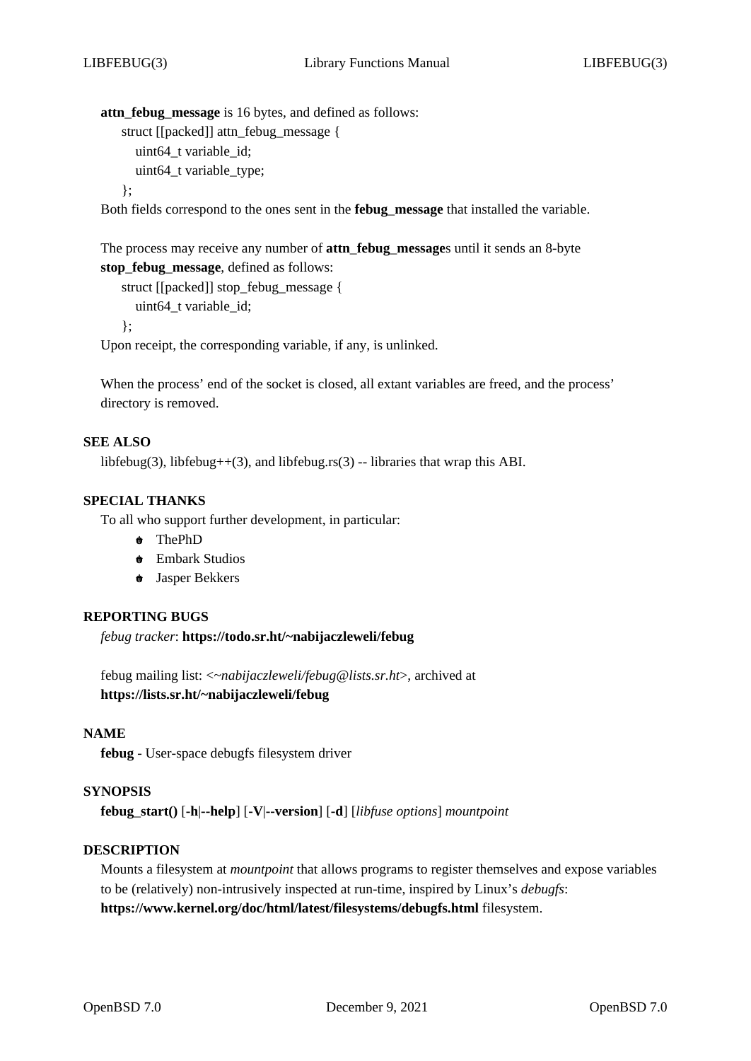**attn_febug_message** is 16 bytes, and defined as follows:

```
struct [[packed]] attn_febug_message {
    uint64_t variable_id;
    uint64_t variable_type;
};
```

Both fields correspond to the ones sent in the **febug_message** that installed the variable.

The process may receive any number of **attn_febug_message**s until it sends an 8-byte **stop_febug_message**, defined as follows:

```
struct [[packed]] stop_febug_message {
    uint64_t variable_id;
};
```

Upon receipt, the corresponding variable, if any, is unlinked.

When the process' end of the socket is closed, all extant variables are freed, and the process' directory is removed.

## SEE ALSO

libfebug(3), libfebug++(3), and libfebug.rs(3) -- libraries that wrap this ABI.

## SPECIAL THANKS

To all who support further development, in particular:

- ThePhD
- Embark Studios
- Jasper Bekkers

## REPORTING BUGS

*febug tracker*: **https://todo.sr.ht/~nabijaczleweli/febug**

febug mailing list: <*~nabijaczleweli/febug@lists.sr.ht*>, archived at **https://lists.sr.ht/~nabijaczleweli/febug**

## NAME

**febug** - User-space debugfs filesystem driver

## SYNOPSIS

**febug_start()** [**-h**|**--help**] [**-V**|**--version**] [**-d**] [*libfuse options*] *mountpoint*

## DESCRIPTION

Mounts a filesystem at *mountpoint* that allows programs to register themselves and expose variables to be (relatively) non-intrusively inspected at run-time, inspired by Linux's *debugfs*: **https://www.kernel.org/doc/html/latest/filesystems/debugfs.html** filesystem.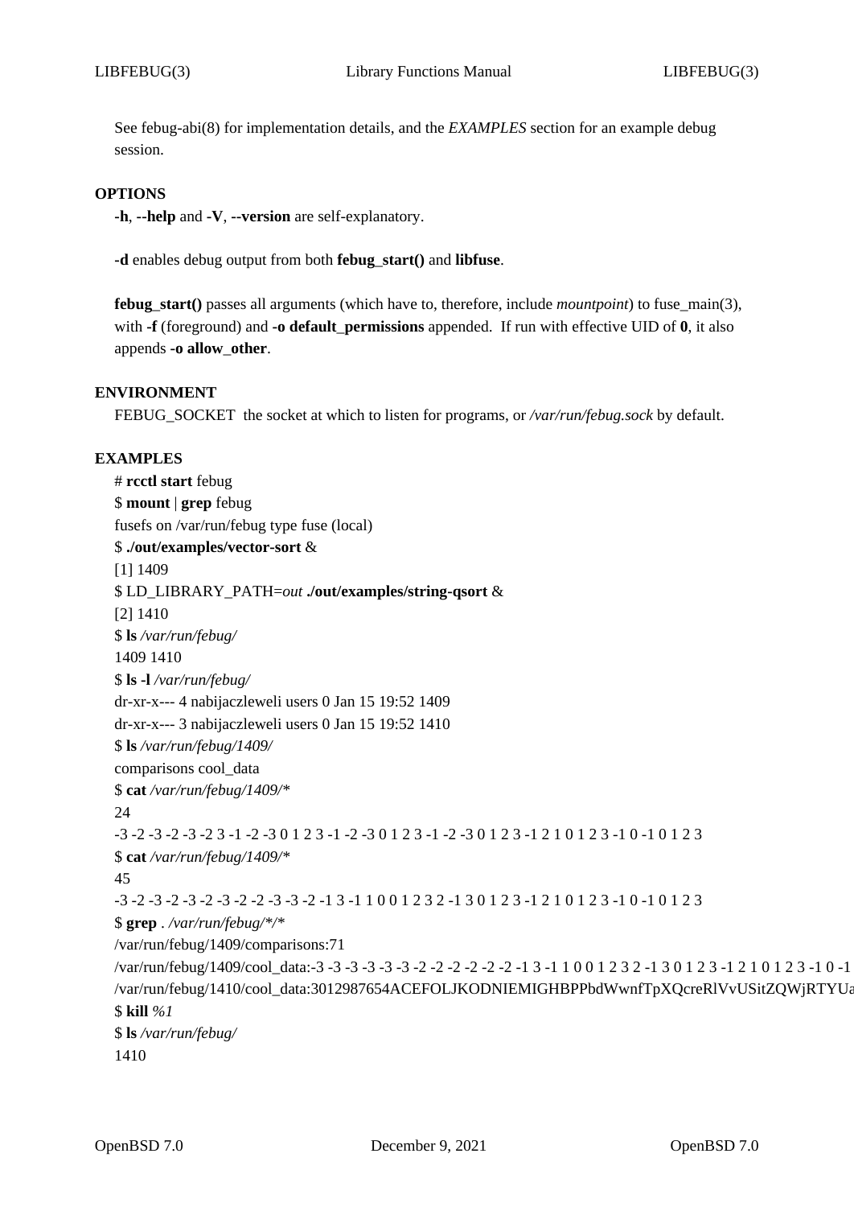See febug-abi(8) for implementation details, and the *EXAMPLES* section for an example debug session.

## OPTIONS

**-h**, **--help** and **-V**, **--version** are self-explanatory.

**-d** enables debug output from both **febug_start()** and **libfuse**.

**febug_start()** passes all arguments (which have to, therefore, include *mountpoint*) to fuse_main(3), with **-f** (foreground) and **-o default_permissions** appended. If run with effective UID of **0**, it also appends **-o allow_other**.

## ENVIRONMENT

FEBUG_SOCKET the socket at which to listen for programs, or */var/run/febug.sock* by default.

## EXAMPLES

```
# rcctl start febug
$ mount | grep febug
fusefs on /var/run/febug type fuse (local)
$ ./out/examples/vector-sort &
[1] 1409
$ LD_LIBRARY_PATH=out ./out/examples/string-qsort &
[2] 1410
$ ls /var/run/febug/
1409 1410
$ ls -l /var/run/febug/
dr-xr-x--- 4 nabijaczleweli users 0 Jan 15 19:52 1409
dr-xr-x--- 3 nabijaczleweli users 0 Jan 15 19:52 1410
$ ls /var/run/febug/1409/
comparisons cool_data
$ cat /var/run/febug/1409/*
24
-3 -2 -3 -2 -3 -2 3 -1 -2 -3 0 1 2 3 -1 -2 -3 0 1 2 3 -1 -2 -3 0 1 2 3 -1 2 1 0 1 2 3 -1 0 -1 0 1 2 3
$ cat /var/run/febug/1409/*
45
-3 -2 -3 -2 -3 -2 -3 -2 -2 -3 -3 -2 -1 3 -1 1 0 0 1 2 3 2 -1 3 0 1 2 3 -1 2 1 0 1 2 3 -1 0 -1 0 1 2 3
$ grep . /var/run/febug/*/*
/var/run/febug/1409/comparisons:71
/var/run/febug/1409/cool_data:-3 -3 -3 -3 -3 -3 -2 -2 -2 -2 -2 -2 -1 3 -1 1 0 0 1 2 3 2 -1 3 0 1 2 3 -1 2 1 0 1 2 3 -1 0 -1
/var/run/febug/1410/cool_data:3012987654ACEFOLJKODNIEMIGHBPPbdWwnfTpXQcreRlVvUSitZQWjRTYUa
$ kill %1
$ ls /var/run/febug/
1410
```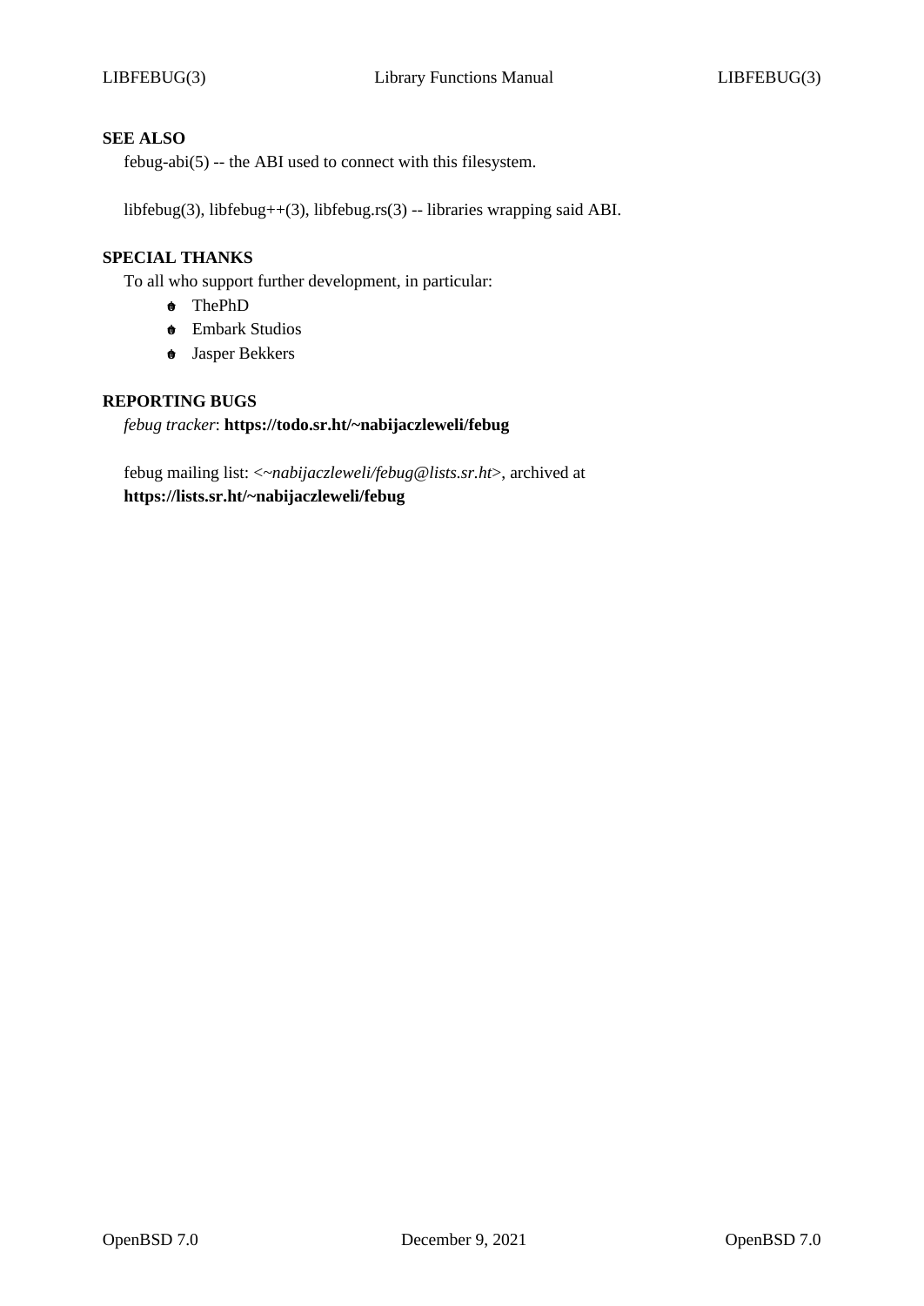## SEE ALSO

febug-abi(5) -- the ABI used to connect with this filesystem.

libfebug(3), libfebug++(3), libfebug.rs(3) -- libraries wrapping said ABI.

## SPECIAL THANKS

To all who support further development, in particular:

- ThePhD
- Embark Studios
- Jasper Bekkers

## REPORTING BUGS

*febug tracker*: **https://todo.sr.ht/~nabijaczleweli/febug**

febug mailing list: <*~nabijaczleweli/febug@lists.sr.ht*>, archived at **https://lists.sr.ht/~nabijaczleweli/febug**